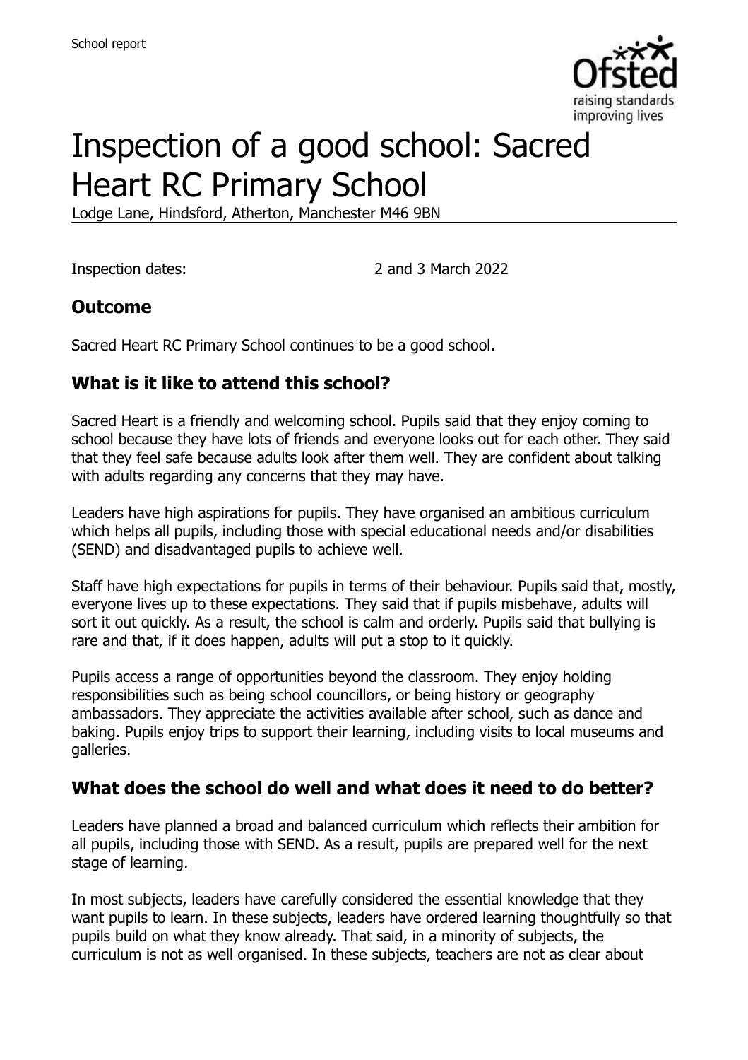School report

# Inspection of a good school: Sacred Heart RC Primary School

Lodge Lane, Hindsford, Atherton, Manchester M46 9BN

Inspection dates: 2 and 3 March 2022

## Outcome

Sacred Heart RC Primary School continues to be a good school.

## What is it like to attend this school?

Sacred Heart is a friendly and welcoming school. Pupils said that they enjoy coming to school because they have lots of friends and everyone looks out for each other. They said that they feel safe because adults look after them well. They are confident about talking with adults regarding any concerns that they may have.

Leaders have high aspirations for pupils. They have organised an ambitious curriculum which helps all pupils, including those with special educational needs and/or disabilities (SEND) and disadvantaged pupils to achieve well.

Staff have high expectations for pupils in terms of their behaviour. Pupils said that, mostly, everyone lives up to these expectations. They said that if pupils misbehave, adults will sort it out quickly. As a result, the school is calm and orderly. Pupils said that bullying is rare and that, if it does happen, adults will put a stop to it quickly.

Pupils access a range of opportunities beyond the classroom. They enjoy holding responsibilities such as being school councillors, or being history or geography ambassadors. They appreciate the activities available after school, such as dance and baking. Pupils enjoy trips to support their learning, including visits to local museums and galleries.

## What does the school do well and what does it need to do better?

Leaders have planned a broad and balanced curriculum which reflects their ambition for all pupils, including those with SEND. As a result, pupils are prepared well for the next stage of learning.

In most subjects, leaders have carefully considered the essential knowledge that they want pupils to learn. In these subjects, leaders have ordered learning thoughtfully so that pupils build on what they know already. That said, in a minority of subjects, the curriculum is not as well organised. In these subjects, teachers are not as clear about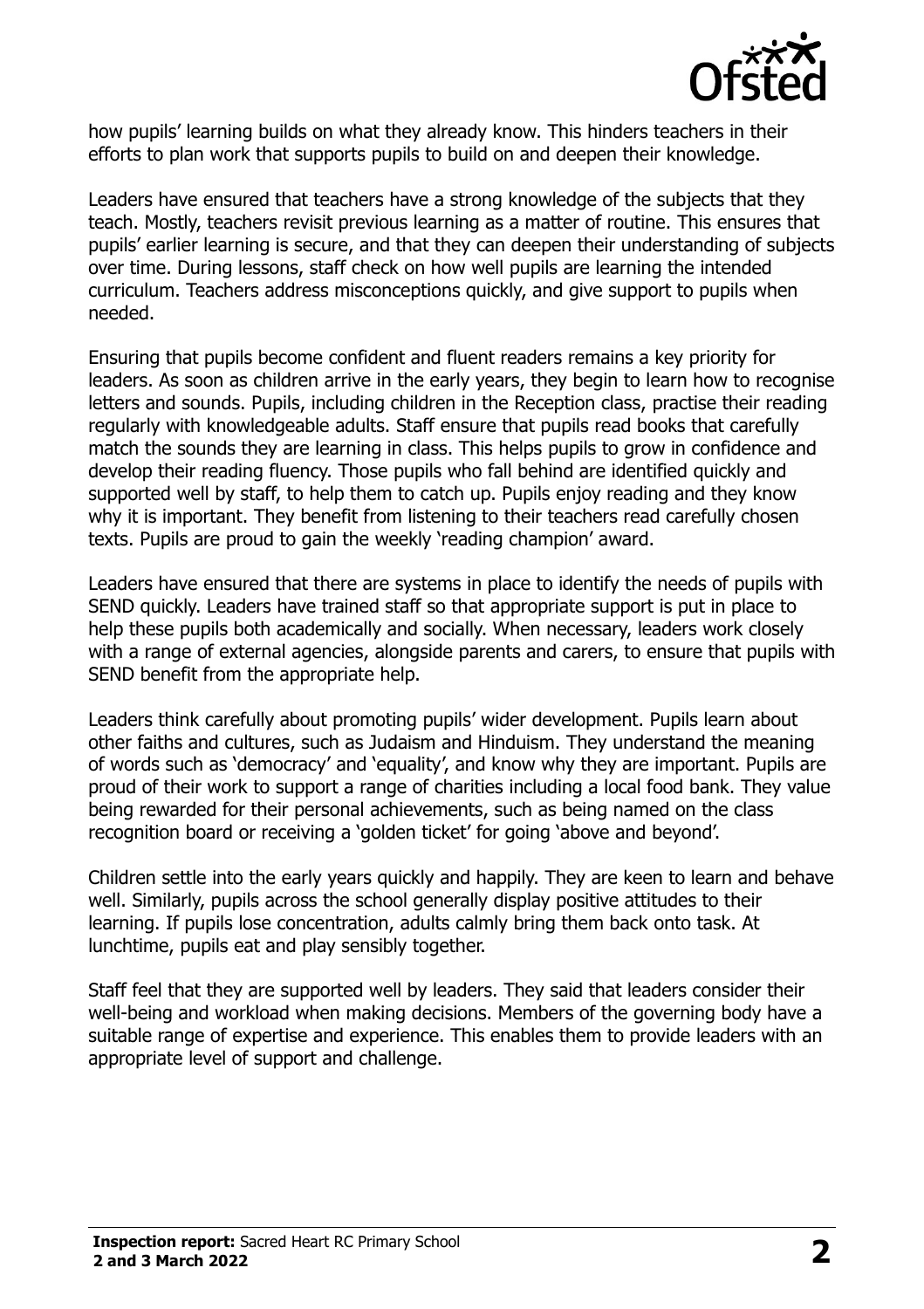how pupils' learning builds on what they already know. This hinders teachers in their efforts to plan work that supports pupils to build on and deepen their knowledge.

Leaders have ensured that teachers have a strong knowledge of the subjects that they teach. Mostly, teachers revisit previous learning as a matter of routine. This ensures that pupils' earlier learning is secure, and that they can deepen their understanding of subjects over time. During lessons, staff check on how well pupils are learning the intended curriculum. Teachers address misconceptions quickly, and give support to pupils when needed.

Ensuring that pupils become confident and fluent readers remains a key priority for leaders. As soon as children arrive in the early years, they begin to learn how to recognise letters and sounds. Pupils, including children in the Reception class, practise their reading regularly with knowledgeable adults. Staff ensure that pupils read books that carefully match the sounds they are learning in class. This helps pupils to grow in confidence and develop their reading fluency. Those pupils who fall behind are identified quickly and supported well by staff, to help them to catch up. Pupils enjoy reading and they know why it is important. They benefit from listening to their teachers read carefully chosen texts. Pupils are proud to gain the weekly 'reading champion' award.

Leaders have ensured that there are systems in place to identify the needs of pupils with SEND quickly. Leaders have trained staff so that appropriate support is put in place to help these pupils both academically and socially. When necessary, leaders work closely with a range of external agencies, alongside parents and carers, to ensure that pupils with SEND benefit from the appropriate help.

Leaders think carefully about promoting pupils' wider development. Pupils learn about other faiths and cultures, such as Judaism and Hinduism. They understand the meaning of words such as 'democracy' and 'equality', and know why they are important. Pupils are proud of their work to support a range of charities including a local food bank. They value being rewarded for their personal achievements, such as being named on the class recognition board or receiving a 'golden ticket' for going 'above and beyond'.

Children settle into the early years quickly and happily. They are keen to learn and behave well. Similarly, pupils across the school generally display positive attitudes to their learning. If pupils lose concentration, adults calmly bring them back onto task. At lunchtime, pupils eat and play sensibly together.

Staff feel that they are supported well by leaders. They said that leaders consider their well-being and workload when making decisions. Members of the governing body have a suitable range of expertise and experience. This enables them to provide leaders with an appropriate level of support and challenge.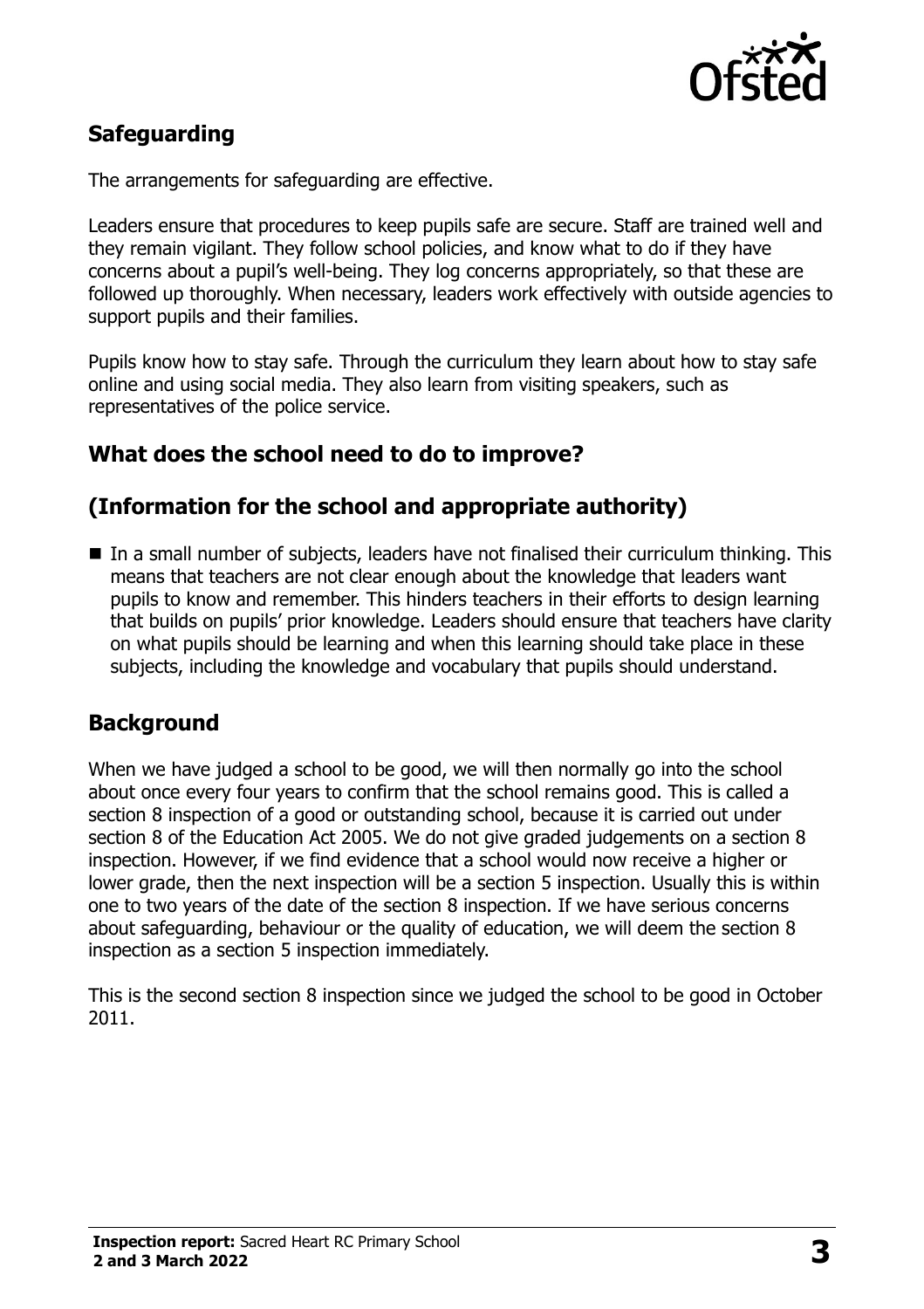## Safeguarding

The arrangements for safeguarding are effective.

Leaders ensure that procedures to keep pupils safe are secure. Staff are trained well and they remain vigilant. They follow school policies, and know what to do if they have concerns about a pupil's well-being. They log concerns appropriately, so that these are followed up thoroughly. When necessary, leaders work effectively with outside agencies to support pupils and their families.

Pupils know how to stay safe. Through the curriculum they learn about how to stay safe online and using social media. They also learn from visiting speakers, such as representatives of the police service.

## What does the school need to do to improve?

## (Information for the school and appropriate authority)

- In a small number of subjects, leaders have not finalised their curriculum thinking. This means that teachers are not clear enough about the knowledge that leaders want pupils to know and remember. This hinders teachers in their efforts to design learning that builds on pupils' prior knowledge. Leaders should ensure that teachers have clarity on what pupils should be learning and when this learning should take place in these subjects, including the knowledge and vocabulary that pupils should understand.

## Background

When we have judged a school to be good, we will then normally go into the school about once every four years to confirm that the school remains good. This is called a section 8 inspection of a good or outstanding school, because it is carried out under section 8 of the Education Act 2005. We do not give graded judgements on a section 8 inspection. However, if we find evidence that a school would now receive a higher or lower grade, then the next inspection will be a section 5 inspection. Usually this is within one to two years of the date of the section 8 inspection. If we have serious concerns about safeguarding, behaviour or the quality of education, we will deem the section 8 inspection as a section 5 inspection immediately.

This is the second section 8 inspection since we judged the school to be good in October 2011.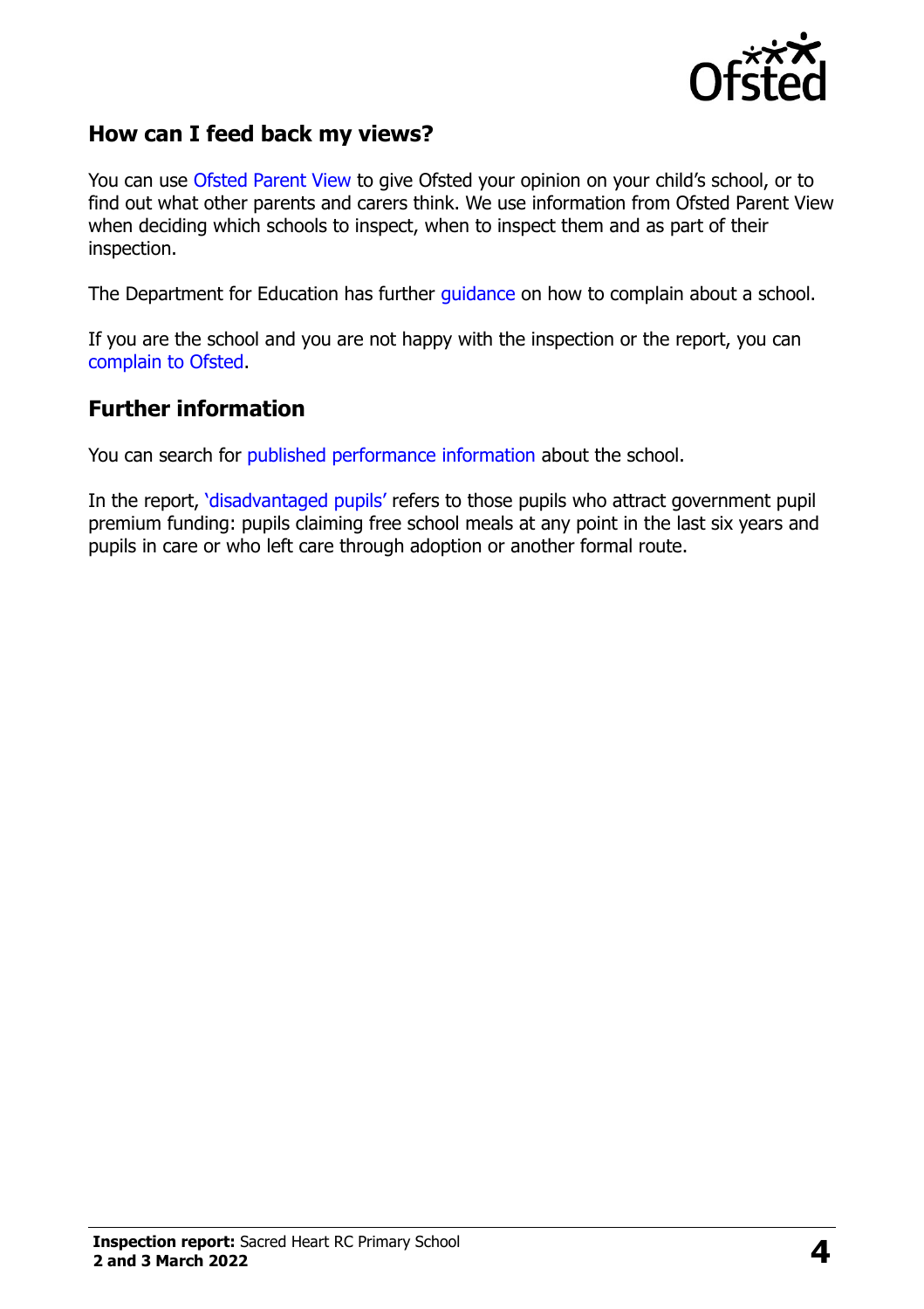## How can I feed back my views?

You can use Ofsted Parent View to give Ofsted your opinion on your child's school, or to find out what other parents and carers think. We use information from Ofsted Parent View when deciding which schools to inspect, when to inspect them and as part of their inspection.

The Department for Education has further guidance on how to complain about a school.

If you are the school and you are not happy with the inspection or the report, you can complain to Ofsted.

## Further information

You can search for published performance information about the school.

In the report, 'disadvantaged pupils' refers to those pupils who attract government pupil premium funding: pupils claiming free school meals at any point in the last six years and pupils in care or who left care through adoption or another formal route.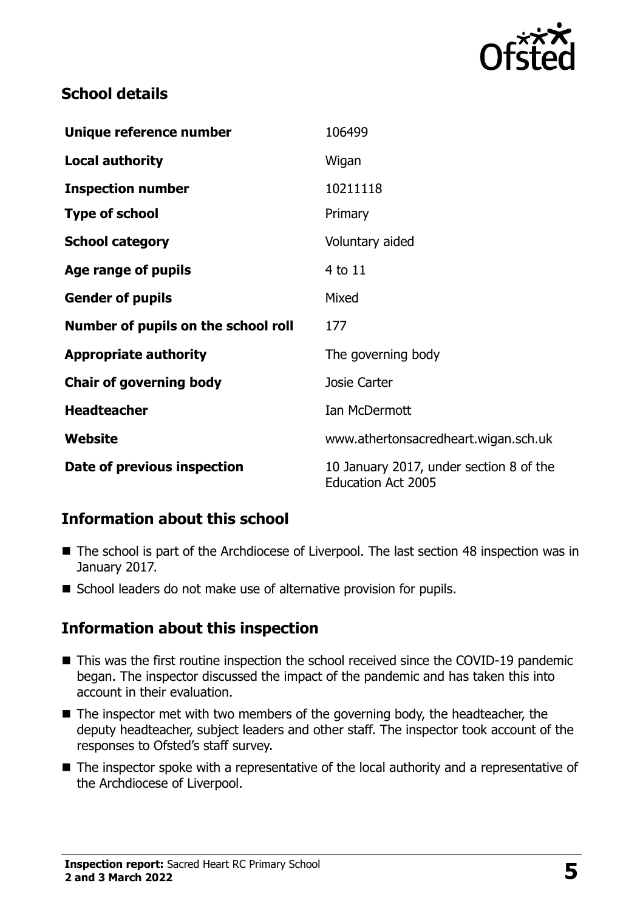## School details

| | |
|---|---|
| **Unique reference number** | 106499 |
| **Local authority** | Wigan |
| **Inspection number** | 10211118 |
| **Type of school** | Primary |
| **School category** | Voluntary aided |
| **Age range of pupils** | 4 to 11 |
| **Gender of pupils** | Mixed |
| **Number of pupils on the school roll** | 177 |
| **Appropriate authority** | The governing body |
| **Chair of governing body** | Josie Carter |
| **Headteacher** | Ian McDermott |
| **Website** | www.athertonsacredheart.wigan.sch.uk |
| **Date of previous inspection** | 10 January 2017, under section 8 of the Education Act 2005 |

## Information about this school

- The school is part of the Archdiocese of Liverpool. The last section 48 inspection was in January 2017.
- School leaders do not make use of alternative provision for pupils.

## Information about this inspection

- This was the first routine inspection the school received since the COVID-19 pandemic began. The inspector discussed the impact of the pandemic and has taken this into account in their evaluation.
- The inspector met with two members of the governing body, the headteacher, the deputy headteacher, subject leaders and other staff. The inspector took account of the responses to Ofsted's staff survey.
- The inspector spoke with a representative of the local authority and a representative of the Archdiocese of Liverpool.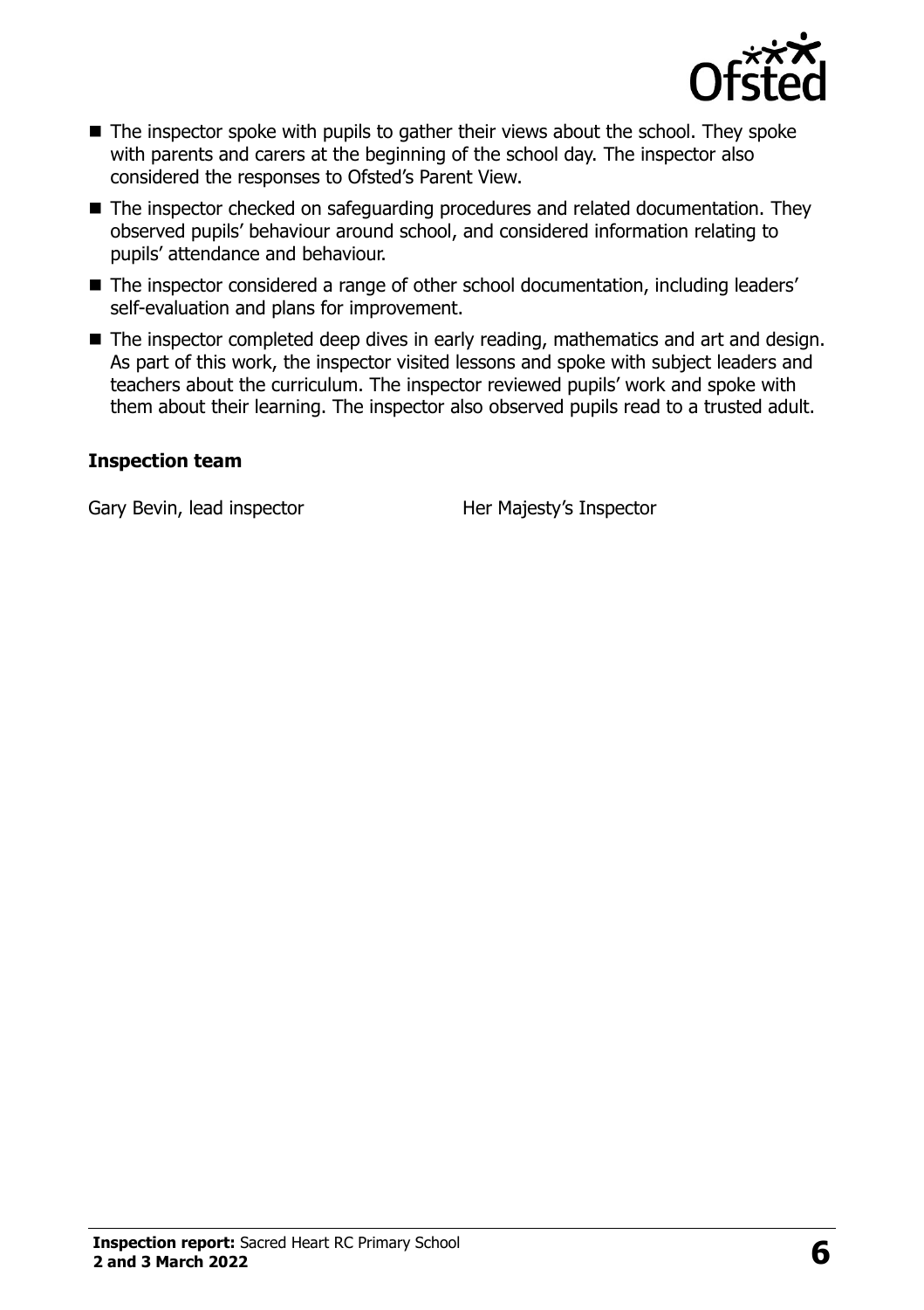- The inspector spoke with pupils to gather their views about the school. They spoke with parents and carers at the beginning of the school day. The inspector also considered the responses to Ofsted's Parent View.
- The inspector checked on safeguarding procedures and related documentation. They observed pupils' behaviour around school, and considered information relating to pupils' attendance and behaviour.
- The inspector considered a range of other school documentation, including leaders' self-evaluation and plans for improvement.
- The inspector completed deep dives in early reading, mathematics and art and design. As part of this work, the inspector visited lessons and spoke with subject leaders and teachers about the curriculum. The inspector reviewed pupils' work and spoke with them about their learning. The inspector also observed pupils read to a trusted adult.

### Inspection team

| | |
|---|---|
| Gary Bevin, lead inspector | Her Majesty's Inspector |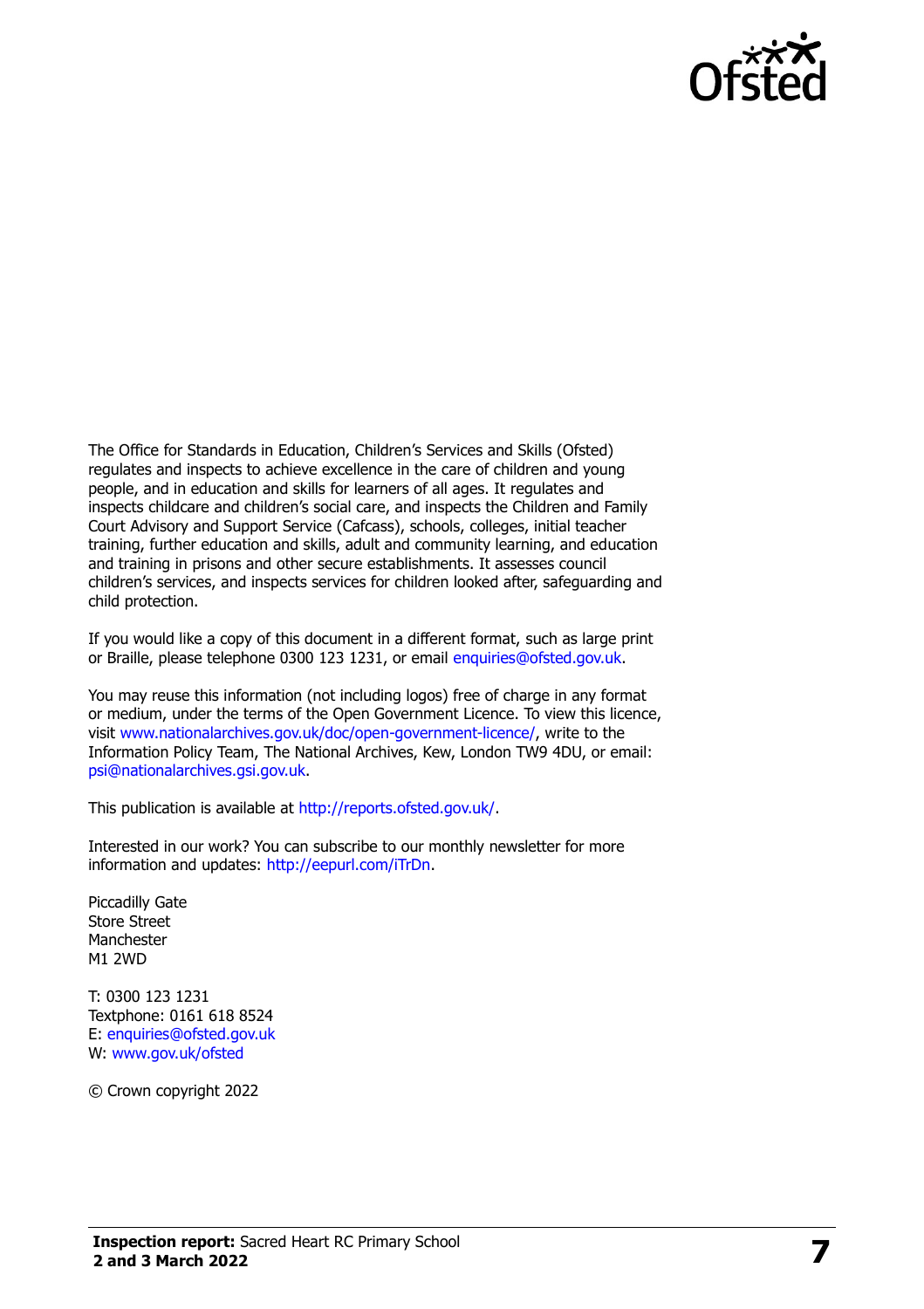The Office for Standards in Education, Children's Services and Skills (Ofsted) regulates and inspects to achieve excellence in the care of children and young people, and in education and skills for learners of all ages. It regulates and inspects childcare and children's social care, and inspects the Children and Family Court Advisory and Support Service (Cafcass), schools, colleges, initial teacher training, further education and skills, adult and community learning, and education and training in prisons and other secure establishments. It assesses council children's services, and inspects services for children looked after, safeguarding and child protection.

If you would like a copy of this document in a different format, such as large print or Braille, please telephone 0300 123 1231, or email enquiries@ofsted.gov.uk.

You may reuse this information (not including logos) free of charge in any format or medium, under the terms of the Open Government Licence. To view this licence, visit www.nationalarchives.gov.uk/doc/open-government-licence/, write to the Information Policy Team, The National Archives, Kew, London TW9 4DU, or email: psi@nationalarchives.gsi.gov.uk.

This publication is available at http://reports.ofsted.gov.uk/.

Interested in our work? You can subscribe to our monthly newsletter for more information and updates: http://eepurl.com/iTrDn.

Piccadilly Gate
Store Street
Manchester
M1 2WD

T: 0300 123 1231
Textphone: 0161 618 8524
E: enquiries@ofsted.gov.uk
W: www.gov.uk/ofsted

© Crown copyright 2022